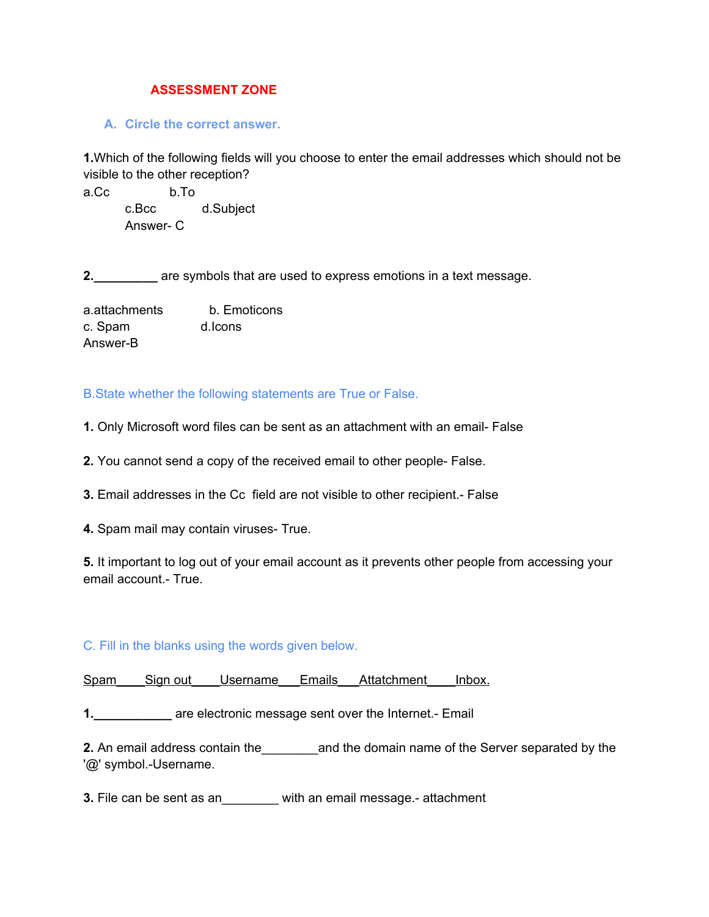## ASSESSMENT ZONE

### A. Circle the correct answer.

**1.** Which of the following fields will you choose to enter the email addresses which should not be visible to the other reception?

a. Cc    b. To
c. Bcc    d. Subject

Answer- C

**2.**_________ are symbols that are used to express emotions in a text message.

a. attachments    b. Emoticons
c. Spam    d. Icons

Answer-B

### B. State whether the following statements are True or False.

**1.** Only Microsoft word files can be sent as an attachment with an email- False

**2.** You cannot send a copy of the received email to other people- False.

**3.** Email addresses in the Cc field are not visible to other recipient.- False

**4.** Spam mail may contain viruses- True.

**5.** It important to log out of your email account as it prevents other people from accessing your email account.- True.

### C. Fill in the blanks using the words given below.

Spam____Sign out____Username___Emails___Attatchment____Inbox.

**1.**___________ are electronic message sent over the Internet.- Email

**2.** An email address contain the________and the domain name of the Server separated by the '@' symbol.-Username.

**3.** File can be sent as an________ with an email message.- attachment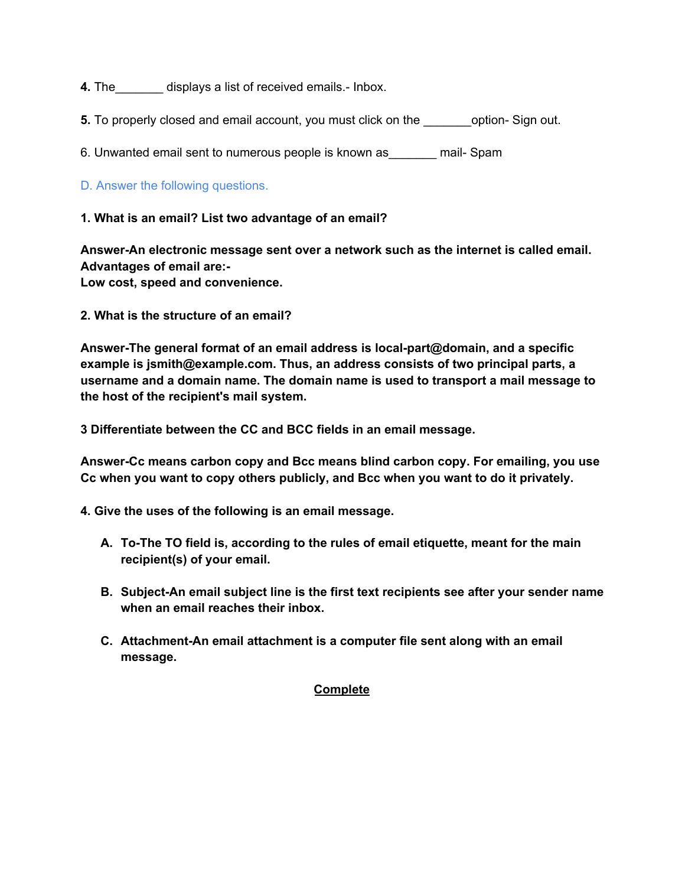**4.** The_______ displays a list of received emails.- Inbox.

**5.** To properly closed and email account, you must click on the _______option- Sign out.

6. Unwanted email sent to numerous people is known as_______ mail- Spam

D. Answer the following questions.

**1. What is an email? List two advantage of an email?**

**Answer-An electronic message sent over a network such as the internet is called email. Advantages of email are:-**
**Low cost, speed and convenience.**

**2. What is the structure of an email?**

**Answer-The general format of an email address is local-part@domain, and a specific example is jsmith@example.com. Thus, an address consists of two principal parts, a username and a domain name. The domain name is used to transport a mail message to the host of the recipient's mail system.**

**3 Differentiate between the CC and BCC fields in an email message.**

**Answer-Cc means carbon copy and Bcc means blind carbon copy. For emailing, you use Cc when you want to copy others publicly, and Bcc when you want to do it privately.**

**4. Give the uses of the following is an email message.**

A. **To-The TO field is, according to the rules of email etiquette, meant for the main recipient(s) of your email.**

B. **Subject-An email subject line is the first text recipients see after your sender name when an email reaches their inbox.**

C. **Attachment-An email attachment is a computer file sent along with an email message.**

**Complete**